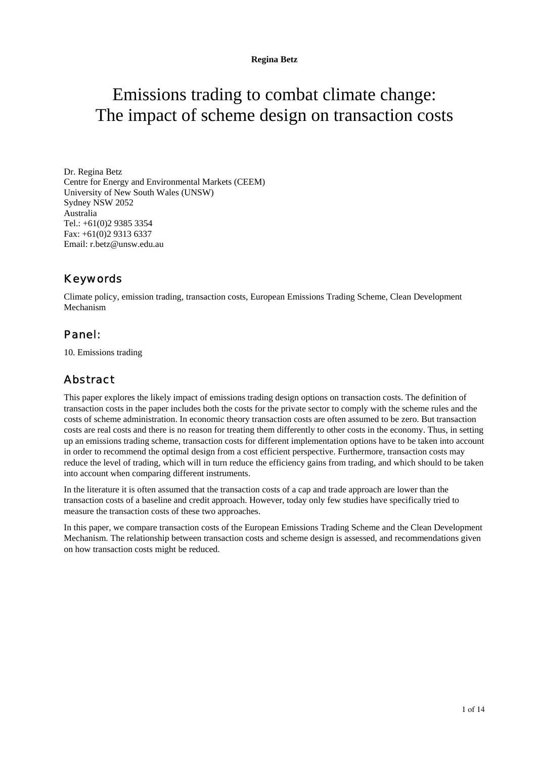**Regina Betz**

# Emissions trading to combat climate change: The impact of scheme design on transaction costs

Dr. Regina Betz
Centre for Energy and Environmental Markets (CEEM)
University of New South Wales (UNSW)
Sydney NSW 2052
Australia
Tel.: +61(0)2 9385 3354
Fax: +61(0)2 9313 6337
Email: r.betz@unsw.edu.au

## Keywords

Climate policy, emission trading, transaction costs, European Emissions Trading Scheme, Clean Development Mechanism

## Panel:

10. Emissions trading

## Abstract

This paper explores the likely impact of emissions trading design options on transaction costs. The definition of transaction costs in the paper includes both the costs for the private sector to comply with the scheme rules and the costs of scheme administration. In economic theory transaction costs are often assumed to be zero. But transaction costs are real costs and there is no reason for treating them differently to other costs in the economy. Thus, in setting up an emissions trading scheme, transaction costs for different implementation options have to be taken into account in order to recommend the optimal design from a cost efficient perspective. Furthermore, transaction costs may reduce the level of trading, which will in turn reduce the efficiency gains from trading, and which should to be taken into account when comparing different instruments.

In the literature it is often assumed that the transaction costs of a cap and trade approach are lower than the transaction costs of a baseline and credit approach. However, today only few studies have specifically tried to measure the transaction costs of these two approaches.

In this paper, we compare transaction costs of the European Emissions Trading Scheme and the Clean Development Mechanism. The relationship between transaction costs and scheme design is assessed, and recommendations given on how transaction costs might be reduced.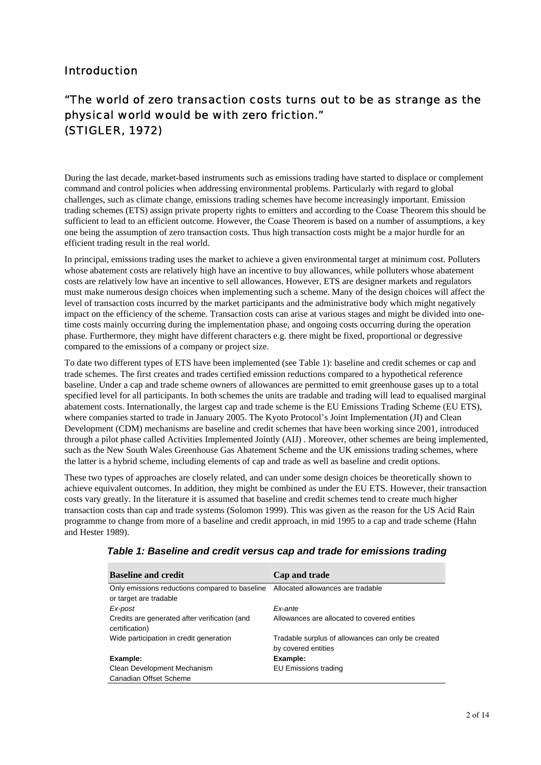## Introduction

### "The world of zero transaction costs turns out to be as strange as the physical world would be with zero friction." (STIGLER, 1972)

During the last decade, market-based instruments such as emissions trading have started to displace or complement command and control policies when addressing environmental problems. Particularly with regard to global challenges, such as climate change, emissions trading schemes have become increasingly important. Emission trading schemes (ETS) assign private property rights to emitters and according to the Coase Theorem this should be sufficient to lead to an efficient outcome. However, the Coase Theorem is based on a number of assumptions, a key one being the assumption of zero transaction costs. Thus high transaction costs might be a major hurdle for an efficient trading result in the real world.

In principal, emissions trading uses the market to achieve a given environmental target at minimum cost. Polluters whose abatement costs are relatively high have an incentive to buy allowances, while polluters whose abatement costs are relatively low have an incentive to sell allowances. However, ETS are designer markets and regulators must make numerous design choices when implementing such a scheme. Many of the design choices will affect the level of transaction costs incurred by the market participants and the administrative body which might negatively impact on the efficiency of the scheme. Transaction costs can arise at various stages and might be divided into one-time costs mainly occurring during the implementation phase, and ongoing costs occurring during the operation phase. Furthermore, they might have different characters e.g. there might be fixed, proportional or degressive compared to the emissions of a company or project size.

To date two different types of ETS have been implemented (see Table 1): baseline and credit schemes or cap and trade schemes. The first creates and trades certified emission reductions compared to a hypothetical reference baseline. Under a cap and trade scheme owners of allowances are permitted to emit greenhouse gases up to a total specified level for all participants. In both schemes the units are tradable and trading will lead to equalised marginal abatement costs. Internationally, the largest cap and trade scheme is the EU Emissions Trading Scheme (EU ETS), where companies started to trade in January 2005. The Kyoto Protocol's Joint Implementation (JI) and Clean Development (CDM) mechanisms are baseline and credit schemes that have been working since 2001, introduced through a pilot phase called Activities Implemented Jointly (AIJ) . Moreover, other schemes are being implemented, such as the New South Wales Greenhouse Gas Abatement Scheme and the UK emissions trading schemes, where the latter is a hybrid scheme, including elements of cap and trade as well as baseline and credit options.

These two types of approaches are closely related, and can under some design choices be theoretically shown to achieve equivalent outcomes. In addition, they might be combined as under the EU ETS. However, their transaction costs vary greatly. In the literature it is assumed that baseline and credit schemes tend to create much higher transaction costs than cap and trade systems (Solomon 1999). This was given as the reason for the US Acid Rain programme to change from more of a baseline and credit approach, in mid 1995 to a cap and trade scheme (Hahn and Hester 1989).

***Table 1: Baseline and credit versus cap and trade for emissions trading***

| **Baseline and credit** | **Cap and trade** |
|---|---|
| Only emissions reductions compared to baseline or target are tradable | Allocated allowances are tradable |
| *Ex-post* | *Ex-ante* |
| Credits are generated after verification (and certification) | Allowances are allocated to covered entities |
| Wide participation in credit generation | Tradable surplus of allowances can only be created by covered entities |
| **Example:** | **Example:** |
| Clean Development Mechanism | EU Emissions trading |
| Canadian Offset Scheme | |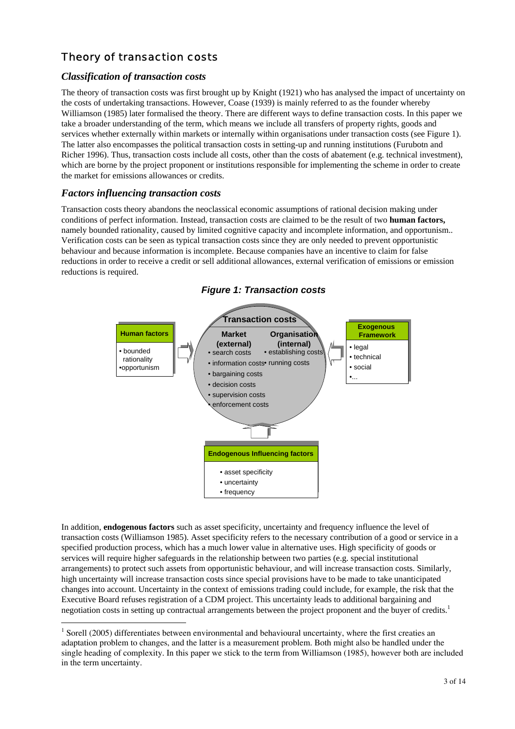## Theory of transaction costs

### *Classification of transaction costs*

The theory of transaction costs was first brought up by Knight (1921) who has analysed the impact of uncertainty on the costs of undertaking transactions. However, Coase (1939) is mainly referred to as the founder whereby Williamson (1985) later formalised the theory. There are different ways to define transaction costs. In this paper we take a broader understanding of the term, which means we include all transfers of property rights, goods and services whether externally within markets or internally within organisations under transaction costs (see Figure 1). The latter also encompasses the political transaction costs in setting-up and running institutions (Furubotn and Richer 1996). Thus, transaction costs include all costs, other than the costs of abatement (e.g. technical investment), which are borne by the project proponent or institutions responsible for implementing the scheme in order to create the market for emissions allowances or credits.

### *Factors influencing transaction costs*

Transaction costs theory abandons the neoclassical economic assumptions of rational decision making under conditions of perfect information. Instead, transaction costs are claimed to be the result of two **human factors,** namely bounded rationality, caused by limited cognitive capacity and incomplete information, and opportunism.. Verification costs can be seen as typical transaction costs since they are only needed to prevent opportunistic behaviour and because information is incomplete. Because companies have an incentive to claim for false reductions in order to receive a credit or sell additional allowances, external verification of emissions or emission reductions is required.

***Figure 1: Transaction costs***

**Human factors**
- bounded rationality
- opportunism

**Transaction costs**

| Market (external) | Organisation (internal) |
|---|---|
| • search costs | • establishing costs |
| • information costs | • running costs |
| • bargaining costs | |
| • decision costs | |
| • supervision costs | |
| • enforcement costs | |

**Exogenous Framework**
- legal
- technical
- social
- ...

**Endogenous Influencing factors**
- asset specificity
- uncertainty
- frequency

In addition, **endogenous factors** such as asset specificity, uncertainty and frequency influence the level of transaction costs (Williamson 1985). Asset specificity refers to the necessary contribution of a good or service in a specified production process, which has a much lower value in alternative uses. High specificity of goods or services will require higher safeguards in the relationship between two parties (e.g. special institutional arrangements) to protect such assets from opportunistic behaviour, and will increase transaction costs. Similarly, high uncertainty will increase transaction costs since special provisions have to be made to take unanticipated changes into account. Uncertainty in the context of emissions trading could include, for example, the risk that the Executive Board refuses registration of a CDM project. This uncertainty leads to additional bargaining and negotiation costs in setting up contractual arrangements between the project proponent and the buyer of credits.[1]

[1] Sorell (2005) differentiates between environmental and behavioural uncertainty, where the first creaties an adaptation problem to changes, and the latter is a measurement problem. Both might also be handled under the single heading of complexity. In this paper we stick to the term from Williamson (1985), however both are included in the term uncertainty.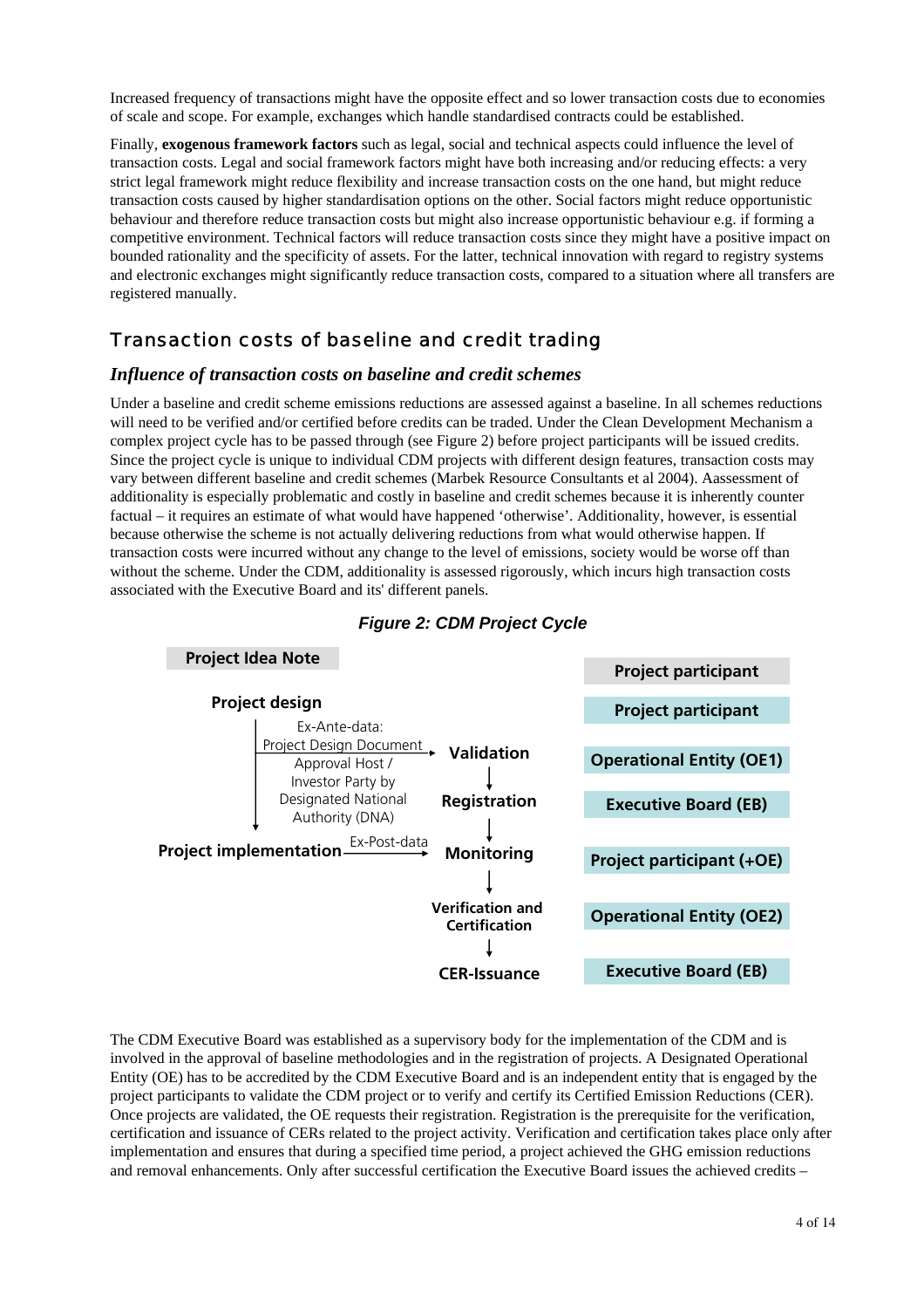Increased frequency of transactions might have the opposite effect and so lower transaction costs due to economies of scale and scope. For example, exchanges which handle standardised contracts could be established.

Finally, **exogenous framework factors** such as legal, social and technical aspects could influence the level of transaction costs. Legal and social framework factors might have both increasing and/or reducing effects: a very strict legal framework might reduce flexibility and increase transaction costs on the one hand, but might reduce transaction costs caused by higher standardisation options on the other. Social factors might reduce opportunistic behaviour and therefore reduce transaction costs but might also increase opportunistic behaviour e.g. if forming a competitive environment. Technical factors will reduce transaction costs since they might have a positive impact on bounded rationality and the specificity of assets. For the latter, technical innovation with regard to registry systems and electronic exchanges might significantly reduce transaction costs, compared to a situation where all transfers are registered manually.

## Transaction costs of baseline and credit trading

### *Influence of transaction costs on baseline and credit schemes*

Under a baseline and credit scheme emissions reductions are assessed against a baseline. In all schemes reductions will need to be verified and/or certified before credits can be traded. Under the Clean Development Mechanism a complex project cycle has to be passed through (see Figure 2) before project participants will be issued credits. Since the project cycle is unique to individual CDM projects with different design features, transaction costs may vary between different baseline and credit schemes (Marbek Resource Consultants et al 2004). Aassessment of additionality is especially problematic and costly in baseline and credit schemes because it is inherently counter factual – it requires an estimate of what would have happened 'otherwise'. Additionality, however, is essential because otherwise the scheme is not actually delivering reductions from what would otherwise happen. If transaction costs were incurred without any change to the level of emissions, society would be worse off than without the scheme. Under the CDM, additionality is assessed rigorously, which incurs high transaction costs associated with the Executive Board and its' different panels.

***Figure 2: CDM Project Cycle***

| Stage | Responsible |
|---|---|
| Project Idea Note | Project participant |
| Project design | Project participant |
| Validation (Ex-Ante-data: Project Design Document; Approval Host / Investor Party by Designated National Authority (DNA)) | Operational Entity (OE1) |
| Registration | Executive Board (EB) |
| Monitoring (Project implementation → Ex-Post-data) | Project participant (+OE) |
| Verification and Certification | Operational Entity (OE2) |
| CER-Issuance | Executive Board (EB) |

The CDM Executive Board was established as a supervisory body for the implementation of the CDM and is involved in the approval of baseline methodologies and in the registration of projects. A Designated Operational Entity (OE) has to be accredited by the CDM Executive Board and is an independent entity that is engaged by the project participants to validate the CDM project or to verify and certify its Certified Emission Reductions (CER). Once projects are validated, the OE requests their registration. Registration is the prerequisite for the verification, certification and issuance of CERs related to the project activity. Verification and certification takes place only after implementation and ensures that during a specified time period, a project achieved the GHG emission reductions and removal enhancements. Only after successful certification the Executive Board issues the achieved credits –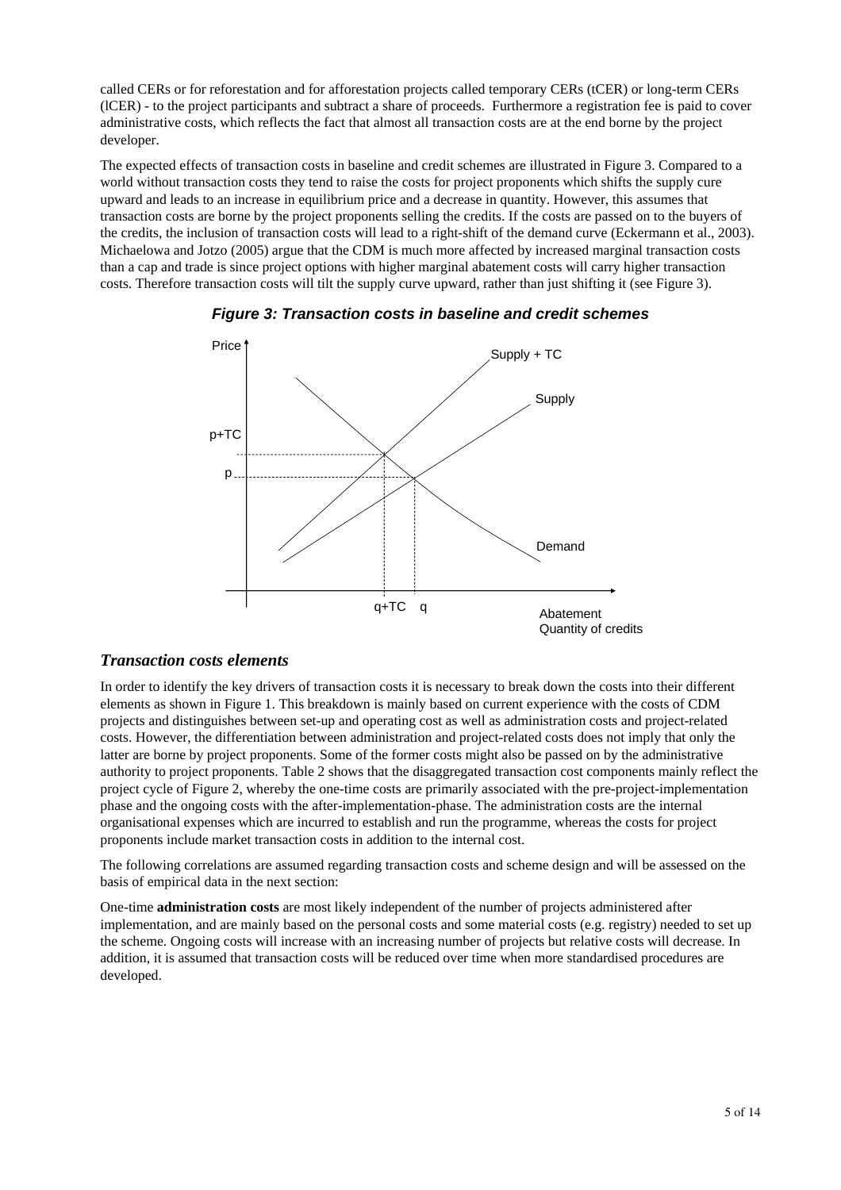called CERs or for reforestation and for afforestation projects called temporary CERs (tCER) or long-term CERs (lCER) - to the project participants and subtract a share of proceeds. Furthermore a registration fee is paid to cover administrative costs, which reflects the fact that almost all transaction costs are at the end borne by the project developer.

The expected effects of transaction costs in baseline and credit schemes are illustrated in Figure 3. Compared to a world without transaction costs they tend to raise the costs for project proponents which shifts the supply cure upward and leads to an increase in equilibrium price and a decrease in quantity. However, this assumes that transaction costs are borne by the project proponents selling the credits. If the costs are passed on to the buyers of the credits, the inclusion of transaction costs will lead to a right-shift of the demand curve (Eckermann et al., 2003). Michaelowa and Jotzo (2005) argue that the CDM is much more affected by increased marginal transaction costs than a cap and trade is since project options with higher marginal abatement costs will carry higher transaction costs. Therefore transaction costs will tilt the supply curve upward, rather than just shifting it (see Figure 3).

***Figure 3: Transaction costs in baseline and credit schemes***

## *Transaction costs elements*

In order to identify the key drivers of transaction costs it is necessary to break down the costs into their different elements as shown in Figure 1. This breakdown is mainly based on current experience with the costs of CDM projects and distinguishes between set-up and operating cost as well as administration costs and project-related costs. However, the differentiation between administration and project-related costs does not imply that only the latter are borne by project proponents. Some of the former costs might also be passed on by the administrative authority to project proponents. Table 2 shows that the disaggregated transaction cost components mainly reflect the project cycle of Figure 2, whereby the one-time costs are primarily associated with the pre-project-implementation phase and the ongoing costs with the after-implementation-phase. The administration costs are the internal organisational expenses which are incurred to establish and run the programme, whereas the costs for project proponents include market transaction costs in addition to the internal cost.

The following correlations are assumed regarding transaction costs and scheme design and will be assessed on the basis of empirical data in the next section:

One-time **administration costs** are most likely independent of the number of projects administered after implementation, and are mainly based on the personal costs and some material costs (e.g. registry) needed to set up the scheme. Ongoing costs will increase with an increasing number of projects but relative costs will decrease. In addition, it is assumed that transaction costs will be reduced over time when more standardised procedures are developed.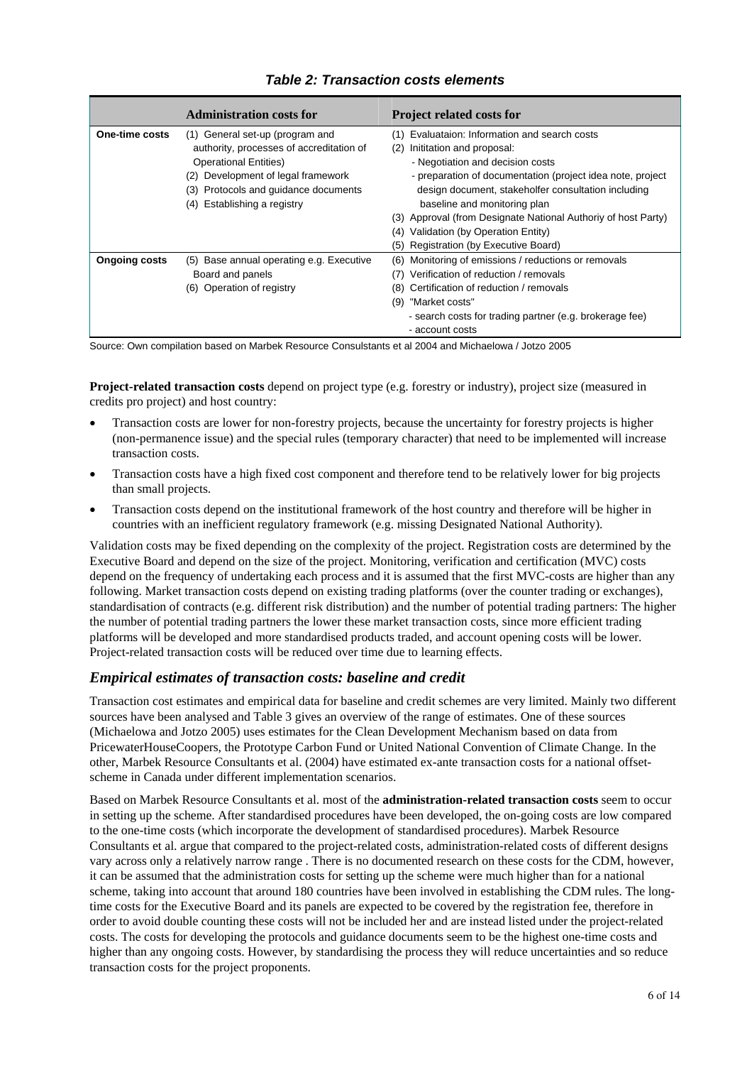### *Table 2: Transaction costs elements*

| | **Administration costs for** | **Project related costs for** |
|---|---|---|
| **One-time costs** | (1) General set-up (program and authority, processes of accreditation of Operational Entities)<br>(2) Development of legal framework<br>(3) Protocols and guidance documents<br>(4) Establishing a registry | (1) Evaluataion: Information and search costs<br>(2) Inititation and proposal:<br>- Negotiation and decision costs<br>- preparation of documentation (project idea note, project design document, stakeholfer consultation including baseline and monitoring plan<br>(3) Approval (from Designate National Authoriy of host Party)<br>(4) Validation (by Operation Entity)<br>(5) Registration (by Executive Board) |
| **Ongoing costs** | (5) Base annual operating e.g. Executive Board and panels<br>(6) Operation of registry | (6) Monitoring of emissions / reductions or removals<br>(7) Verification of reduction / removals<br>(8) Certification of reduction / removals<br>(9) "Market costs"<br>- search costs for trading partner (e.g. brokerage fee)<br>- account costs |

Source: Own compilation based on Marbek Resource Consulstants et al 2004 and Michaelowa / Jotzo 2005

**Project-related transaction costs** depend on project type (e.g. forestry or industry), project size (measured in credits pro project) and host country:

- Transaction costs are lower for non-forestry projects, because the uncertainty for forestry projects is higher (non-permanence issue) and the special rules (temporary character) that need to be implemented will increase transaction costs.
- Transaction costs have a high fixed cost component and therefore tend to be relatively lower for big projects than small projects.
- Transaction costs depend on the institutional framework of the host country and therefore will be higher in countries with an inefficient regulatory framework (e.g. missing Designated National Authority).

Validation costs may be fixed depending on the complexity of the project. Registration costs are determined by the Executive Board and depend on the size of the project. Monitoring, verification and certification (MVC) costs depend on the frequency of undertaking each process and it is assumed that the first MVC-costs are higher than any following. Market transaction costs depend on existing trading platforms (over the counter trading or exchanges), standardisation of contracts (e.g. different risk distribution) and the number of potential trading partners: The higher the number of potential trading partners the lower these market transaction costs, since more efficient trading platforms will be developed and more standardised products traded, and account opening costs will be lower. Project-related transaction costs will be reduced over time due to learning effects.

## *Empirical estimates of transaction costs: baseline and credit*

Transaction cost estimates and empirical data for baseline and credit schemes are very limited. Mainly two different sources have been analysed and Table 3 gives an overview of the range of estimates. One of these sources (Michaelowa and Jotzo 2005) uses estimates for the Clean Development Mechanism based on data from PricewaterHouseCoopers, the Prototype Carbon Fund or United National Convention of Climate Change. In the other, Marbek Resource Consultants et al. (2004) have estimated ex-ante transaction costs for a national offset-scheme in Canada under different implementation scenarios.

Based on Marbek Resource Consultants et al. most of the **administration-related transaction costs** seem to occur in setting up the scheme. After standardised procedures have been developed, the on-going costs are low compared to the one-time costs (which incorporate the development of standardised procedures). Marbek Resource Consultants et al. argue that compared to the project-related costs, administration-related costs of different designs vary across only a relatively narrow range . There is no documented research on these costs for the CDM, however, it can be assumed that the administration costs for setting up the scheme were much higher than for a national scheme, taking into account that around 180 countries have been involved in establishing the CDM rules. The long-time costs for the Executive Board and its panels are expected to be covered by the registration fee, therefore in order to avoid double counting these costs will not be included her and are instead listed under the project-related costs. The costs for developing the protocols and guidance documents seem to be the highest one-time costs and higher than any ongoing costs. However, by standardising the process they will reduce uncertainties and so reduce transaction costs for the project proponents.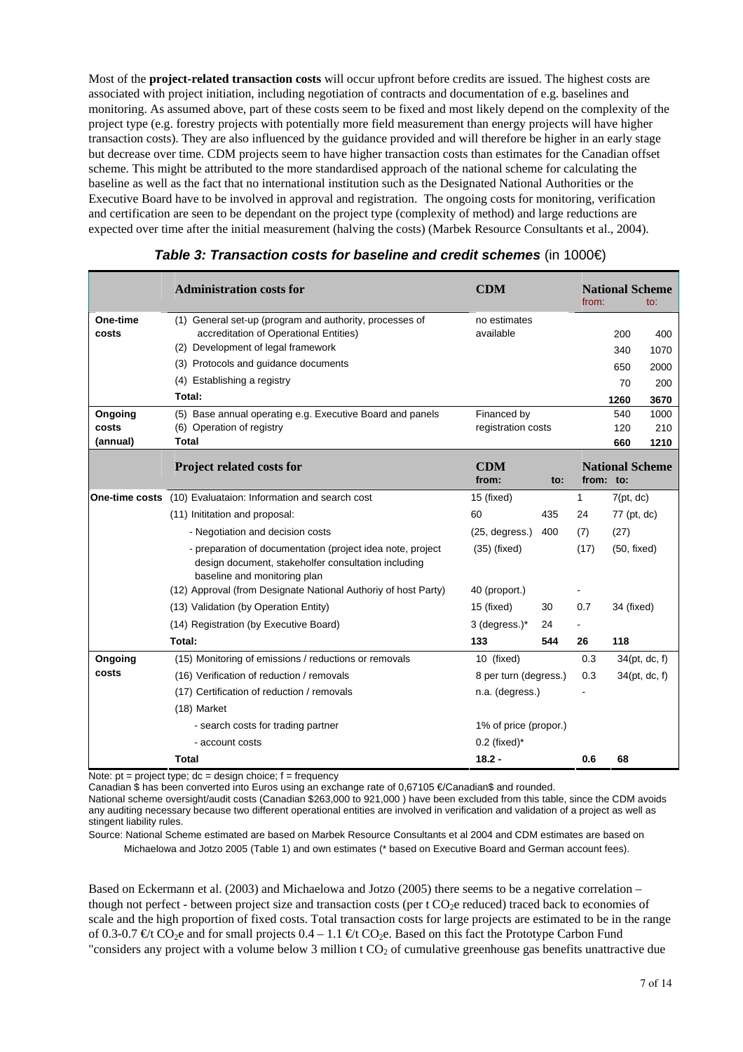Most of the **project-related transaction costs** will occur upfront before credits are issued. The highest costs are associated with project initiation, including negotiation of contracts and documentation of e.g. baselines and monitoring. As assumed above, part of these costs seem to be fixed and most likely depend on the complexity of the project type (e.g. forestry projects with potentially more field measurement than energy projects will have higher transaction costs). They are also influenced by the guidance provided and will therefore be higher in an early stage but decrease over time. CDM projects seem to have higher transaction costs than estimates for the Canadian offset scheme. This might be attributed to the more standardised approach of the national scheme for calculating the baseline as well as the fact that no international institution such as the Designated National Authorities or the Executive Board have to be involved in approval and registration. The ongoing costs for monitoring, verification and certification are seen to be dependant on the project type (complexity of method) and large reductions are expected over time after the initial measurement (halving the costs) (Marbek Resource Consultants et al., 2004).

***Table 3: Transaction costs for baseline and credit schemes*** (in 1000€)

| | **Administration costs for** | **CDM** | | **National Scheme** from: | to: |
|---|---|---|---|---|---|
| **One-time costs** | (1) General set-up (program and authority, processes of accreditation of Operational Entities) | no estimates available | | 200 | 400 |
| | (2) Development of legal framework | | | 340 | 1070 |
| | (3) Protocols and guidance documents | | | 650 | 2000 |
| | (4) Establishing a registry | | | 70 | 200 |
| | **Total:** | | | **1260** | **3670** |
| **Ongoing costs (annual)** | (5) Base annual operating e.g. Executive Board and panels | Financed by registration costs | | 540 | 1000 |
| | (6) Operation of registry | | | 120 | 210 |
| | **Total** | | | **660** | **1210** |
| | **Project related costs for** | **CDM** from: | to: | **National Scheme** from: | to: |
| **One-time costs** | (10) Evaluataion: Information and search cost | 15 (fixed) | | 1 | 7(pt, dc) |
| | (11) Inititation and proposal: | 60 | 435 | 24 | 77 (pt, dc) |
| | - Negotiation and decision costs | (25, degress.) | 400 | (7) | (27) |
| | - preparation of documentation (project idea note, project design document, stakeholfer consultation including baseline and monitoring plan | (35) (fixed) | | (17) | (50, fixed) |
| | (12) Approval (from Designate National Authoriy of host Party) | 40 (proport.) | | - | |
| | (13) Validation (by Operation Entity) | 15 (fixed) | 30 | 0.7 | 34 (fixed) |
| | (14) Registration (by Executive Board) | 3 (degress.)* | 24 | - | |
| | **Total:** | **133** | **544** | **26** | **118** |
| **Ongoing costs** | (15) Monitoring of emissions / reductions or removals | 10 (fixed) | | 0.3 | 34(pt, dc, f) |
| | (16) Verification of reduction / removals | 8 per turn (degress.) | | 0.3 | 34(pt, dc, f) |
| | (17) Certification of reduction / removals | n.a. (degress.) | | - | |
| | (18) Market | | | | |
| | - search costs for trading partner | 1% of price (propor.) | | | |
| | - account costs | 0.2 (fixed)* | | | |
| | **Total** | **18.2 -** | | **0.6** | **68** |

Note: pt = project type; dc = design choice; f = frequency

Canadian $ has been converted into Euros using an exchange rate of 0,67105 €/Canadian$ and rounded.

National scheme oversight/audit costs (Canadian $263,000 to 921,000 ) have been excluded from this table, since the CDM avoids any auditing necessary because two different operational entities are involved in verification and validation of a project as well as stingent liability rules.

Source: National Scheme estimated are based on Marbek Resource Consultants et al 2004 and CDM estimates are based on Michaelowa and Jotzo 2005 (Table 1) and own estimates (* based on Executive Board and German account fees).

Based on Eckermann et al. (2003) and Michaelowa and Jotzo (2005) there seems to be a negative correlation – though not perfect - between project size and transaction costs (per t $CO_2$e reduced) traced back to economies of scale and the high proportion of fixed costs. Total transaction costs for large projects are estimated to be in the range of 0.3-0.7 €/t $CO_2$e and for small projects 0.4 – 1.1 €/t $CO_2$e. Based on this fact the Prototype Carbon Fund "considers any project with a volume below 3 million t $CO_2$ of cumulative greenhouse gas benefits unattractive due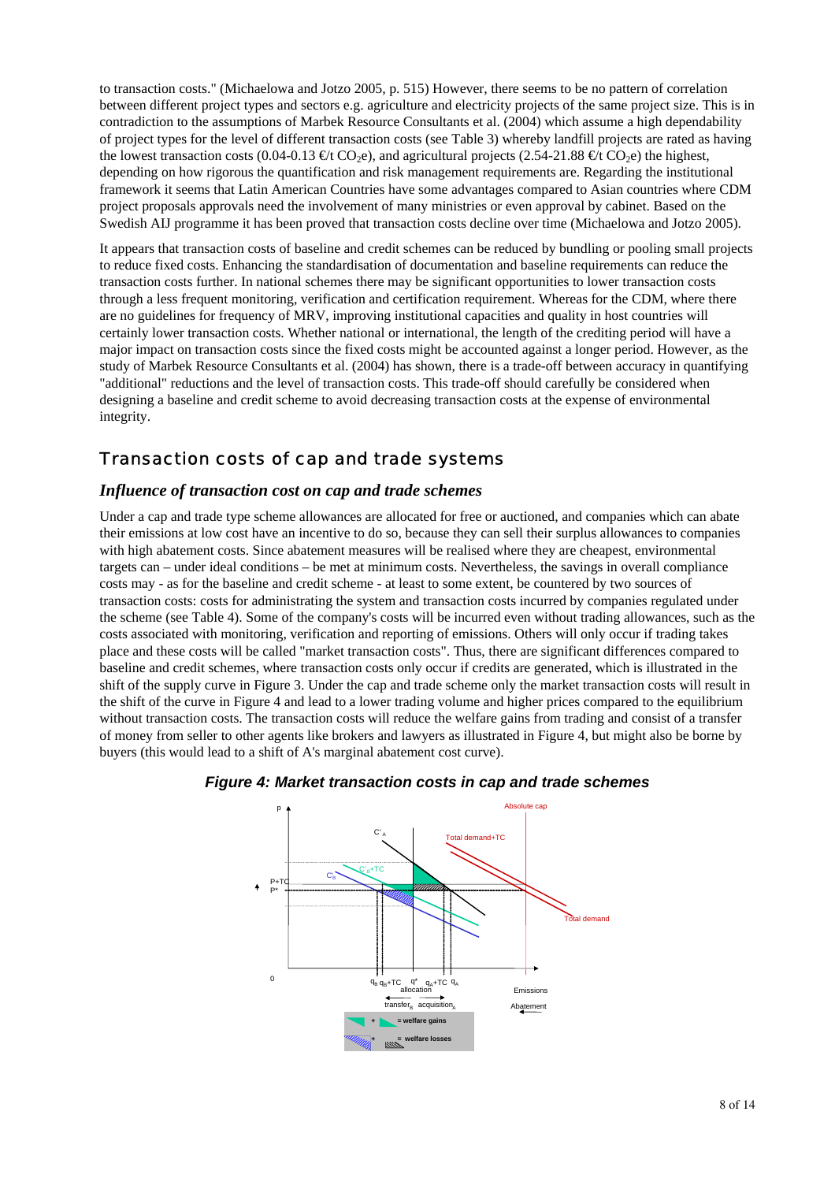to transaction costs." (Michaelowa and Jotzo 2005, p. 515) However, there seems to be no pattern of correlation between different project types and sectors e.g. agriculture and electricity projects of the same project size. This is in contradiction to the assumptions of Marbek Resource Consultants et al. (2004) which assume a high dependability of project types for the level of different transaction costs (see Table 3) whereby landfill projects are rated as having the lowest transaction costs (0.04-0.13 €/t $CO_2$e), and agricultural projects (2.54-21.88 €/t $CO_2$e) the highest, depending on how rigorous the quantification and risk management requirements are. Regarding the institutional framework it seems that Latin American Countries have some advantages compared to Asian countries where CDM project proposals approvals need the involvement of many ministries or even approval by cabinet. Based on the Swedish AIJ programme it has been proved that transaction costs decline over time (Michaelowa and Jotzo 2005).

It appears that transaction costs of baseline and credit schemes can be reduced by bundling or pooling small projects to reduce fixed costs. Enhancing the standardisation of documentation and baseline requirements can reduce the transaction costs further. In national schemes there may be significant opportunities to lower transaction costs through a less frequent monitoring, verification and certification requirement. Whereas for the CDM, where there are no guidelines for frequency of MRV, improving institutional capacities and quality in host countries will certainly lower transaction costs. Whether national or international, the length of the crediting period will have a major impact on transaction costs since the fixed costs might be accounted against a longer period. However, as the study of Marbek Resource Consultants et al. (2004) has shown, there is a trade-off between accuracy in quantifying "additional" reductions and the level of transaction costs. This trade-off should carefully be considered when designing a baseline and credit scheme to avoid decreasing transaction costs at the expense of environmental integrity.

## Transaction costs of cap and trade systems

### *Influence of transaction cost on cap and trade schemes*

Under a cap and trade type scheme allowances are allocated for free or auctioned, and companies which can abate their emissions at low cost have an incentive to do so, because they can sell their surplus allowances to companies with high abatement costs. Since abatement measures will be realised where they are cheapest, environmental targets can – under ideal conditions – be met at minimum costs. Nevertheless, the savings in overall compliance costs may - as for the baseline and credit scheme - at least to some extent, be countered by two sources of transaction costs: costs for administrating the system and transaction costs incurred by companies regulated under the scheme (see Table 4). Some of the company's costs will be incurred even without trading allowances, such as the costs associated with monitoring, verification and reporting of emissions. Others will only occur if trading takes place and these costs will be called "market transaction costs". Thus, there are significant differences compared to baseline and credit schemes, where transaction costs only occur if credits are generated, which is illustrated in the shift of the supply curve in Figure 3. Under the cap and trade scheme only the market transaction costs will result in the shift of the curve in Figure 4 and lead to a lower trading volume and higher prices compared to the equilibrium without transaction costs. The transaction costs will reduce the welfare gains from trading and consist of a transfer of money from seller to other agents like brokers and lawyers as illustrated in Figure 4, but might also be borne by buyers (this would lead to a shift of A's marginal abatement cost curve).

***Figure 4: Market transaction costs in cap and trade schemes***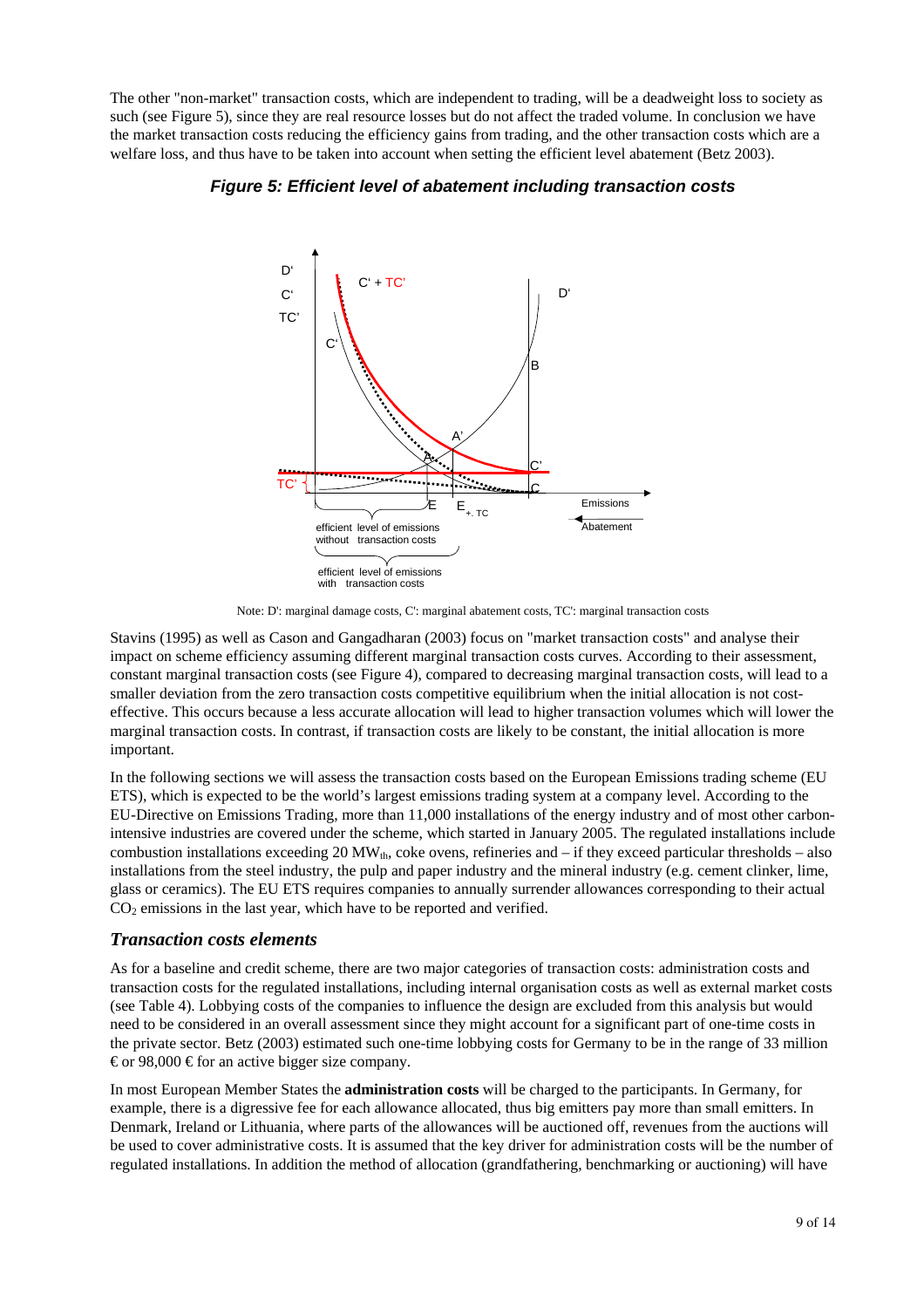The other "non-market" transaction costs, which are independent to trading, will be a deadweight loss to society as such (see Figure 5), since they are real resource losses but do not affect the traded volume. In conclusion we have the market transaction costs reducing the efficiency gains from trading, and the other transaction costs which are a welfare loss, and thus have to be taken into account when setting the efficient level abatement (Betz 2003).

***Figure 5: Efficient level of abatement including transaction costs***

Note: D': marginal damage costs, C': marginal abatement costs, TC': marginal transaction costs

Stavins (1995) as well as Cason and Gangadharan (2003) focus on "market transaction costs" and analyse their impact on scheme efficiency assuming different marginal transaction costs curves. According to their assessment, constant marginal transaction costs (see Figure 4), compared to decreasing marginal transaction costs, will lead to a smaller deviation from the zero transaction costs competitive equilibrium when the initial allocation is not cost-effective. This occurs because a less accurate allocation will lead to higher transaction volumes which will lower the marginal transaction costs. In contrast, if transaction costs are likely to be constant, the initial allocation is more important.

In the following sections we will assess the transaction costs based on the European Emissions trading scheme (EU ETS), which is expected to be the world's largest emissions trading system at a company level. According to the EU-Directive on Emissions Trading, more than 11,000 installations of the energy industry and of most other carbon-intensive industries are covered under the scheme, which started in January 2005. The regulated installations include combustion installations exceeding 20 $MW_{th}$, coke ovens, refineries and – if they exceed particular thresholds – also installations from the steel industry, the pulp and paper industry and the mineral industry (e.g. cement clinker, lime, glass or ceramics). The EU ETS requires companies to annually surrender allowances corresponding to their actual $CO_2$ emissions in the last year, which have to be reported and verified.

## *Transaction costs elements*

As for a baseline and credit scheme, there are two major categories of transaction costs: administration costs and transaction costs for the regulated installations, including internal organisation costs as well as external market costs (see Table 4). Lobbying costs of the companies to influence the design are excluded from this analysis but would need to be considered in an overall assessment since they might account for a significant part of one-time costs in the private sector. Betz (2003) estimated such one-time lobbying costs for Germany to be in the range of 33 million € or 98,000 € for an active bigger size company.

In most European Member States the **administration costs** will be charged to the participants. In Germany, for example, there is a digressive fee for each allowance allocated, thus big emitters pay more than small emitters. In Denmark, Ireland or Lithuania, where parts of the allowances will be auctioned off, revenues from the auctions will be used to cover administrative costs. It is assumed that the key driver for administration costs will be the number of regulated installations. In addition the method of allocation (grandfathering, benchmarking or auctioning) will have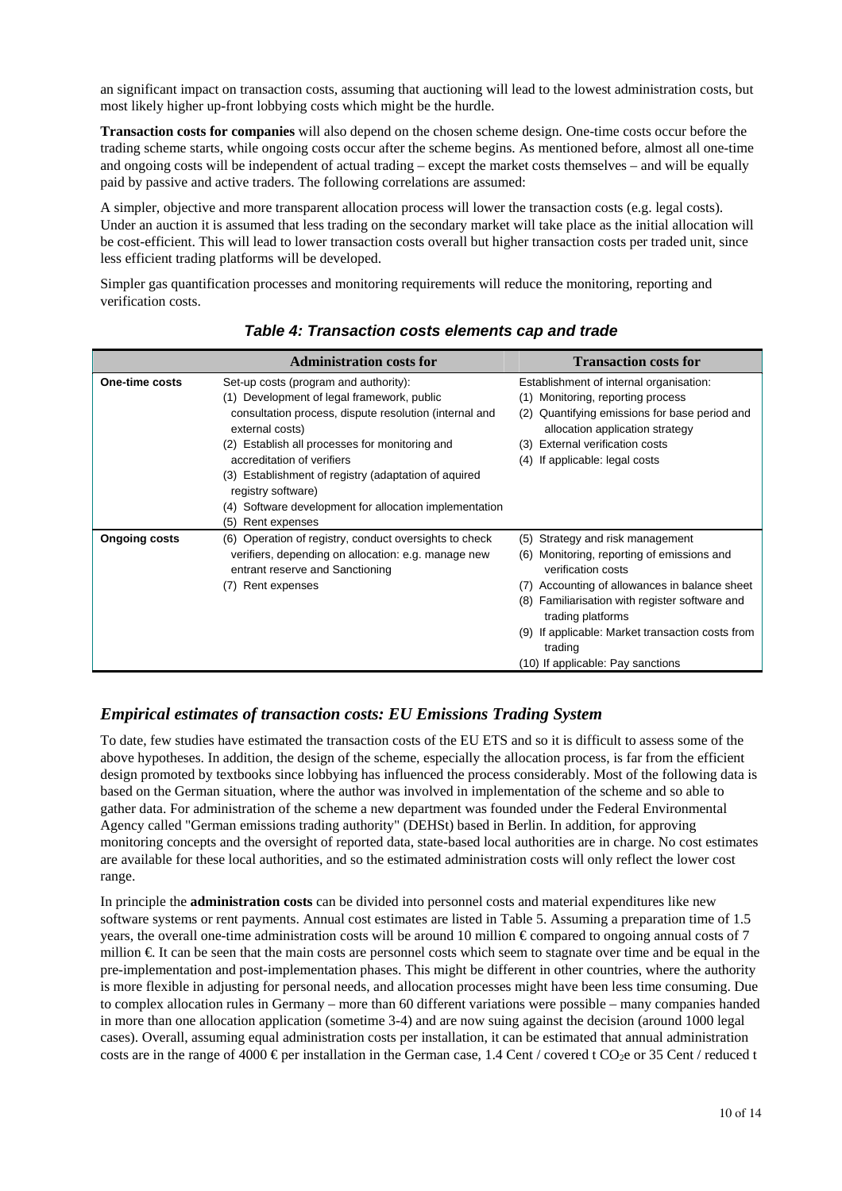an significant impact on transaction costs, assuming that auctioning will lead to the lowest administration costs, but most likely higher up-front lobbying costs which might be the hurdle.

**Transaction costs for companies** will also depend on the chosen scheme design. One-time costs occur before the trading scheme starts, while ongoing costs occur after the scheme begins. As mentioned before, almost all one-time and ongoing costs will be independent of actual trading – except the market costs themselves – and will be equally paid by passive and active traders. The following correlations are assumed:

A simpler, objective and more transparent allocation process will lower the transaction costs (e.g. legal costs). Under an auction it is assumed that less trading on the secondary market will take place as the initial allocation will be cost-efficient. This will lead to lower transaction costs overall but higher transaction costs per traded unit, since less efficient trading platforms will be developed.

Simpler gas quantification processes and monitoring requirements will reduce the monitoring, reporting and verification costs.

***Table 4: Transaction costs elements cap and trade***

| | **Administration costs for** | **Transaction costs for** |
|---|---|---|
| **One-time costs** | Set-up costs (program and authority):<br>(1) Development of legal framework, public consultation process, dispute resolution (internal and external costs)<br>(2) Establish all processes for monitoring and accreditation of verifiers<br>(3) Establishment of registry (adaptation of aquired registry software)<br>(4) Software development for allocation implementation<br>(5) Rent expenses | Establishment of internal organisation:<br>(1) Monitoring, reporting process<br>(2) Quantifying emissions for base period and allocation application strategy<br>(3) External verification costs<br>(4) If applicable: legal costs |
| **Ongoing costs** | (6) Operation of registry, conduct oversights to check verifiers, depending on allocation: e.g. manage new entrant reserve and Sanctioning<br>(7) Rent expenses | (5) Strategy and risk management<br>(6) Monitoring, reporting of emissions and verification costs<br>(7) Accounting of allowances in balance sheet<br>(8) Familiarisation with register software and trading platforms<br>(9) If applicable: Market transaction costs from trading<br>(10) If applicable: Pay sanctions |

## *Empirical estimates of transaction costs: EU Emissions Trading System*

To date, few studies have estimated the transaction costs of the EU ETS and so it is difficult to assess some of the above hypotheses. In addition, the design of the scheme, especially the allocation process, is far from the efficient design promoted by textbooks since lobbying has influenced the process considerably. Most of the following data is based on the German situation, where the author was involved in implementation of the scheme and so able to gather data. For administration of the scheme a new department was founded under the Federal Environmental Agency called "German emissions trading authority" (DEHSt) based in Berlin. In addition, for approving monitoring concepts and the oversight of reported data, state-based local authorities are in charge. No cost estimates are available for these local authorities, and so the estimated administration costs will only reflect the lower cost range.

In principle the **administration costs** can be divided into personnel costs and material expenditures like new software systems or rent payments. Annual cost estimates are listed in Table 5. Assuming a preparation time of 1.5 years, the overall one-time administration costs will be around 10 million € compared to ongoing annual costs of 7 million €. It can be seen that the main costs are personnel costs which seem to stagnate over time and be equal in the pre-implementation and post-implementation phases. This might be different in other countries, where the authority is more flexible in adjusting for personal needs, and allocation processes might have been less time consuming. Due to complex allocation rules in Germany – more than 60 different variations were possible – many companies handed in more than one allocation application (sometime 3-4) and are now suing against the decision (around 1000 legal cases). Overall, assuming equal administration costs per installation, it can be estimated that annual administration costs are in the range of 4000 € per installation in the German case, 1.4 Cent / covered t $CO_2e$ or 35 Cent / reduced t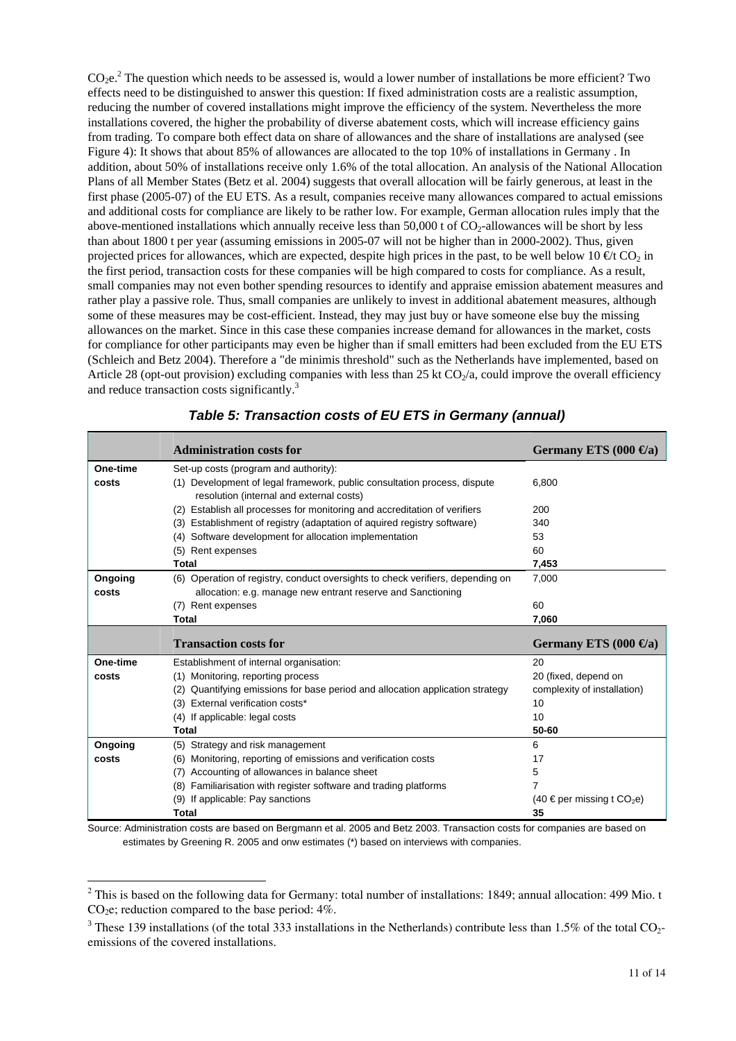$CO_2e$.[2] The question which needs to be assessed is, would a lower number of installations be more efficient? Two effects need to be distinguished to answer this question: If fixed administration costs are a realistic assumption, reducing the number of covered installations might improve the efficiency of the system. Nevertheless the more installations covered, the higher the probability of diverse abatement costs, which will increase efficiency gains from trading. To compare both effect data on share of allowances and the share of installations are analysed (see Figure 4): It shows that about 85% of allowances are allocated to the top 10% of installations in Germany . In addition, about 50% of installations receive only 1.6% of the total allocation. An analysis of the National Allocation Plans of all Member States (Betz et al. 2004) suggests that overall allocation will be fairly generous, at least in the first phase (2005-07) of the EU ETS. As a result, companies receive many allowances compared to actual emissions and additional costs for compliance are likely to be rather low. For example, German allocation rules imply that the above-mentioned installations which annually receive less than 50,000 t of $CO_2$-allowances will be short by less than about 1800 t per year (assuming emissions in 2005-07 will not be higher than in 2000-2002). Thus, given projected prices for allowances, which are expected, despite high prices in the past, to be well below 10 €/t $CO_2$ in the first period, transaction costs for these companies will be high compared to costs for compliance. As a result, small companies may not even bother spending resources to identify and appraise emission abatement measures and rather play a passive role. Thus, small companies are unlikely to invest in additional abatement measures, although some of these measures may be cost-efficient. Instead, they may just buy or have someone else buy the missing allowances on the market. Since in this case these companies increase demand for allowances in the market, costs for compliance for other participants may even be higher than if small emitters had been excluded from the EU ETS (Schleich and Betz 2004). Therefore a "de minimis threshold" such as the Netherlands have implemented, based on Article 28 (opt-out provision) excluding companies with less than 25 kt $CO_2$/a, could improve the overall efficiency and reduce transaction costs significantly.[3]

***Table 5: Transaction costs of EU ETS in Germany (annual)***

| | **Administration costs for** | **Germany ETS (000 €/a)** |
|---|---|---|
| **One-time costs** | Set-up costs (program and authority): | |
| | (1) Development of legal framework, public consultation process, dispute resolution (internal and external costs) | 6,800 |
| | (2) Establish all processes for monitoring and accreditation of verifiers | 200 |
| | (3) Establishment of registry (adaptation of aquired registry software) | 340 |
| | (4) Software development for allocation implementation | 53 |
| | (5) Rent expenses | 60 |
| | **Total** | **7,453** |
| **Ongoing costs** | (6) Operation of registry, conduct oversights to check verifiers, depending on allocation: e.g. manage new entrant reserve and Sanctioning | 7,000 |
| | (7) Rent expenses | 60 |
| | **Total** | **7,060** |
| | **Transaction costs for** | **Germany ETS (000 €/a)** |
| **One-time costs** | Establishment of internal organisation: | 20 |
| | (1) Monitoring, reporting process | 20 (fixed, depend on |
| | (2) Quantifying emissions for base period and allocation application strategy | complexity of installation) |
| | (3) External verification costs* | 10 |
| | (4) If applicable: legal costs | 10 |
| | **Total** | **50-60** |
| **Ongoing costs** | (5) Strategy and risk management | 6 |
| | (6) Monitoring, reporting of emissions and verification costs | 17 |
| | (7) Accounting of allowances in balance sheet | 5 |
| | (8) Familiarisation with register software and trading platforms | 7 |
| | (9) If applicable: Pay sanctions | (40 € per missing t $CO_2e$) |
| | **Total** | **35** |

Source: Administration costs are based on Bergmann et al. 2005 and Betz 2003. Transaction costs for companies are based on estimates by Greening R. 2005 and onw estimates (*) based on interviews with companies.

---

[2] This is based on the following data for Germany: total number of installations: 1849; annual allocation: 499 Mio. t $CO_2e$; reduction compared to the base period: 4%.

[3] These 139 installations (of the total 333 installations in the Netherlands) contribute less than 1.5% of the total $CO_2$-emissions of the covered installations.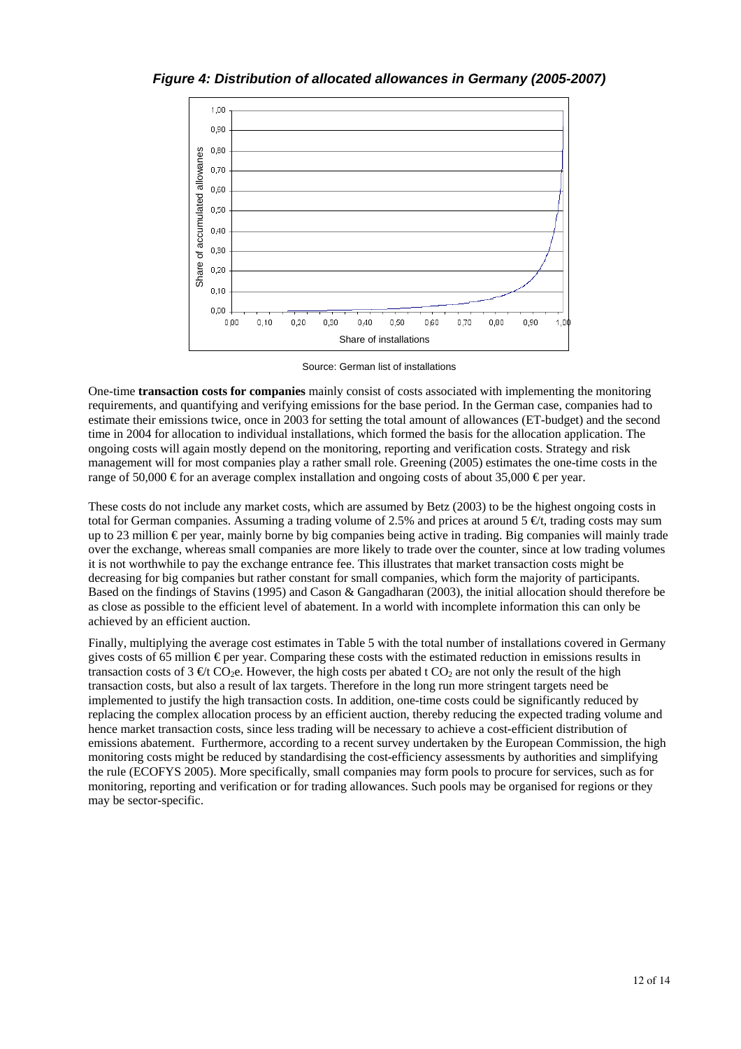***Figure 4: Distribution of allocated allowances in Germany (2005-2007)***

Source: German list of installations

One-time **transaction costs for companies** mainly consist of costs associated with implementing the monitoring requirements, and quantifying and verifying emissions for the base period. In the German case, companies had to estimate their emissions twice, once in 2003 for setting the total amount of allowances (ET-budget) and the second time in 2004 for allocation to individual installations, which formed the basis for the allocation application. The ongoing costs will again mostly depend on the monitoring, reporting and verification costs. Strategy and risk management will for most companies play a rather small role. Greening (2005) estimates the one-time costs in the range of 50,000 € for an average complex installation and ongoing costs of about 35,000 € per year.

These costs do not include any market costs, which are assumed by Betz (2003) to be the highest ongoing costs in total for German companies. Assuming a trading volume of 2.5% and prices at around 5 €/t, trading costs may sum up to 23 million € per year, mainly borne by big companies being active in trading. Big companies will mainly trade over the exchange, whereas small companies are more likely to trade over the counter, since at low trading volumes it is not worthwhile to pay the exchange entrance fee. This illustrates that market transaction costs might be decreasing for big companies but rather constant for small companies, which form the majority of participants. Based on the findings of Stavins (1995) and Cason & Gangadharan (2003), the initial allocation should therefore be as close as possible to the efficient level of abatement. In a world with incomplete information this can only be achieved by an efficient auction.

Finally, multiplying the average cost estimates in Table 5 with the total number of installations covered in Germany gives costs of 65 million € per year. Comparing these costs with the estimated reduction in emissions results in transaction costs of 3 €/t $CO_2e$. However, the high costs per abated t $CO_2$ are not only the result of the high transaction costs, but also a result of lax targets. Therefore in the long run more stringent targets need be implemented to justify the high transaction costs. In addition, one-time costs could be significantly reduced by replacing the complex allocation process by an efficient auction, thereby reducing the expected trading volume and hence market transaction costs, since less trading will be necessary to achieve a cost-efficient distribution of emissions abatement. Furthermore, according to a recent survey undertaken by the European Commission, the high monitoring costs might be reduced by standardising the cost-efficiency assessments by authorities and simplifying the rule (ECOFYS 2005). More specifically, small companies may form pools to procure for services, such as for monitoring, reporting and verification or for trading allowances. Such pools may be organised for regions or they may be sector-specific.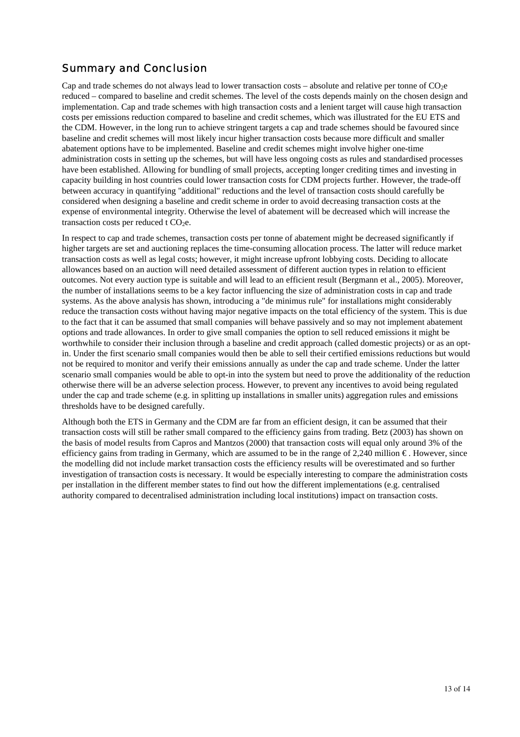## Summary and Conclusion

Cap and trade schemes do not always lead to lower transaction costs – absolute and relative per tonne of $CO_2e$ reduced – compared to baseline and credit schemes. The level of the costs depends mainly on the chosen design and implementation. Cap and trade schemes with high transaction costs and a lenient target will cause high transaction costs per emissions reduction compared to baseline and credit schemes, which was illustrated for the EU ETS and the CDM. However, in the long run to achieve stringent targets a cap and trade schemes should be favoured since baseline and credit schemes will most likely incur higher transaction costs because more difficult and smaller abatement options have to be implemented. Baseline and credit schemes might involve higher one-time administration costs in setting up the schemes, but will have less ongoing costs as rules and standardised processes have been established. Allowing for bundling of small projects, accepting longer crediting times and investing in capacity building in host countries could lower transaction costs for CDM projects further. However, the trade-off between accuracy in quantifying "additional" reductions and the level of transaction costs should carefully be considered when designing a baseline and credit scheme in order to avoid decreasing transaction costs at the expense of environmental integrity. Otherwise the level of abatement will be decreased which will increase the transaction costs per reduced t $CO_2e$.

In respect to cap and trade schemes, transaction costs per tonne of abatement might be decreased significantly if higher targets are set and auctioning replaces the time-consuming allocation process. The latter will reduce market transaction costs as well as legal costs; however, it might increase upfront lobbying costs. Deciding to allocate allowances based on an auction will need detailed assessment of different auction types in relation to efficient outcomes. Not every auction type is suitable and will lead to an efficient result (Bergmann et al., 2005). Moreover, the number of installations seems to be a key factor influencing the size of administration costs in cap and trade systems. As the above analysis has shown, introducing a "de minimus rule" for installations might considerably reduce the transaction costs without having major negative impacts on the total efficiency of the system. This is due to the fact that it can be assumed that small companies will behave passively and so may not implement abatement options and trade allowances. In order to give small companies the option to sell reduced emissions it might be worthwhile to consider their inclusion through a baseline and credit approach (called domestic projects) or as an opt-in. Under the first scenario small companies would then be able to sell their certified emissions reductions but would not be required to monitor and verify their emissions annually as under the cap and trade scheme. Under the latter scenario small companies would be able to opt-in into the system but need to prove the additionality of the reduction otherwise there will be an adverse selection process. However, to prevent any incentives to avoid being regulated under the cap and trade scheme (e.g. in splitting up installations in smaller units) aggregation rules and emissions thresholds have to be designed carefully.

Although both the ETS in Germany and the CDM are far from an efficient design, it can be assumed that their transaction costs will still be rather small compared to the efficiency gains from trading. Betz (2003) has shown on the basis of model results from Capros and Mantzos (2000) that transaction costs will equal only around 3% of the efficiency gains from trading in Germany, which are assumed to be in the range of 2,240 million €. However, since the modelling did not include market transaction costs the efficiency results will be overestimated and so further investigation of transaction costs is necessary. It would be especially interesting to compare the administration costs per installation in the different member states to find out how the different implementations (e.g. centralised authority compared to decentralised administration including local institutions) impact on transaction costs.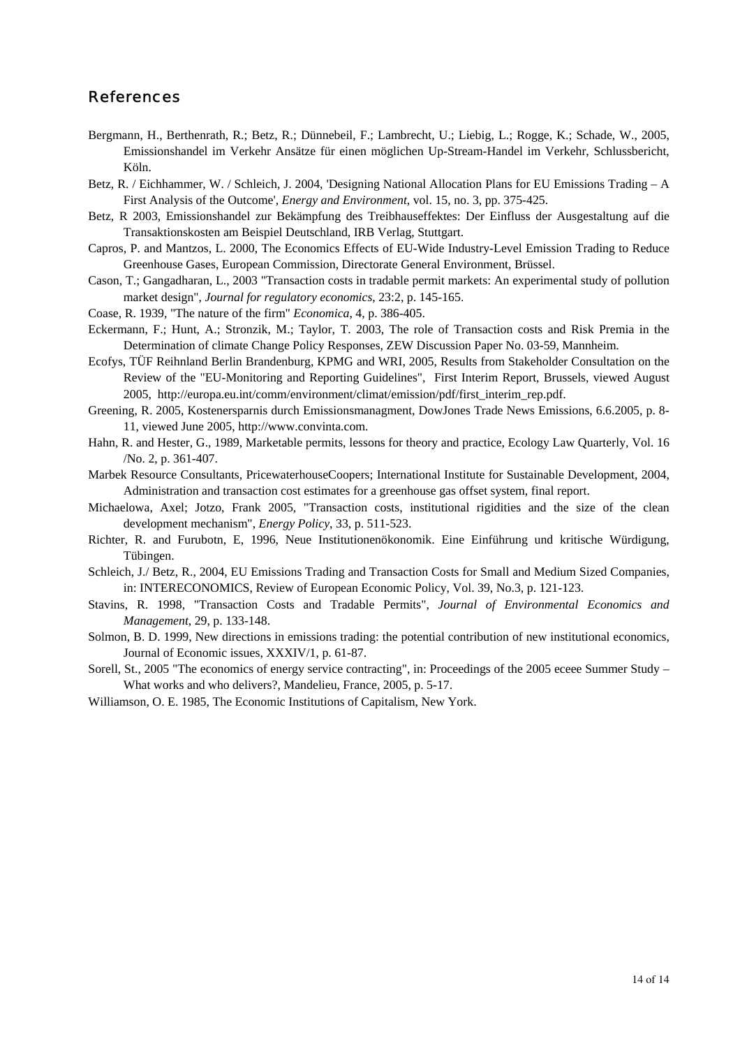## References

Bergmann, H., Berthenrath, R.; Betz, R.; Dünnebeil, F.; Lambrecht, U.; Liebig, L.; Rogge, K.; Schade, W., 2005, Emissionshandel im Verkehr Ansätze für einen möglichen Up-Stream-Handel im Verkehr, Schlussbericht, Köln.

Betz, R. / Eichhammer, W. / Schleich, J. 2004, 'Designing National Allocation Plans for EU Emissions Trading – A First Analysis of the Outcome', *Energy and Environment*, vol. 15, no. 3, pp. 375-425.

Betz, R 2003, Emissionshandel zur Bekämpfung des Treibhauseffektes: Der Einfluss der Ausgestaltung auf die Transaktionskosten am Beispiel Deutschland, IRB Verlag, Stuttgart.

Capros, P. and Mantzos, L. 2000, The Economics Effects of EU-Wide Industry-Level Emission Trading to Reduce Greenhouse Gases, European Commission, Directorate General Environment, Brüssel.

Cason, T.; Gangadharan, L., 2003 "Transaction costs in tradable permit markets: An experimental study of pollution market design", *Journal for regulatory economics*, 23:2, p. 145-165.

Coase, R. 1939, "The nature of the firm" *Economica*, 4, p. 386-405.

Eckermann, F.; Hunt, A.; Stronzik, M.; Taylor, T. 2003, The role of Transaction costs and Risk Premia in the Determination of climate Change Policy Responses, ZEW Discussion Paper No. 03-59, Mannheim.

Ecofys, TÜF Reihnland Berlin Brandenburg, KPMG and WRI, 2005, Results from Stakeholder Consultation on the Review of the "EU-Monitoring and Reporting Guidelines", First Interim Report, Brussels, viewed August 2005, http://europa.eu.int/comm/environment/climat/emission/pdf/first_interim_rep.pdf.

Greening, R. 2005, Kostenersparnis durch Emissionsmanagment, DowJones Trade News Emissions, 6.6.2005, p. 8-11, viewed June 2005, http://www.convinta.com.

Hahn, R. and Hester, G., 1989, Marketable permits, lessons for theory and practice, Ecology Law Quarterly, Vol. 16 /No. 2, p. 361-407.

Marbek Resource Consultants, PricewaterhouseCoopers; International Institute for Sustainable Development, 2004, Administration and transaction cost estimates for a greenhouse gas offset system, final report.

Michaelowa, Axel; Jotzo, Frank 2005, "Transaction costs, institutional rigidities and the size of the clean development mechanism", *Energy Policy*, 33, p. 511-523.

Richter, R. and Furubotn, E, 1996, Neue Institutionenökonomik. Eine Einführung und kritische Würdigung, Tübingen.

Schleich, J./ Betz, R., 2004, EU Emissions Trading and Transaction Costs for Small and Medium Sized Companies, in: INTERECONOMICS, Review of European Economic Policy, Vol. 39, No.3, p. 121-123.

Stavins, R. 1998, "Transaction Costs and Tradable Permits", *Journal of Environmental Economics and Management*, 29, p. 133-148.

Solmon, B. D. 1999, New directions in emissions trading: the potential contribution of new institutional economics, Journal of Economic issues, XXXIV/1, p. 61-87.

Sorell, St., 2005 "The economics of energy service contracting", in: Proceedings of the 2005 eceee Summer Study – What works and who delivers?, Mandelieu, France, 2005, p. 5-17.

Williamson, O. E. 1985, The Economic Institutions of Capitalism, New York.